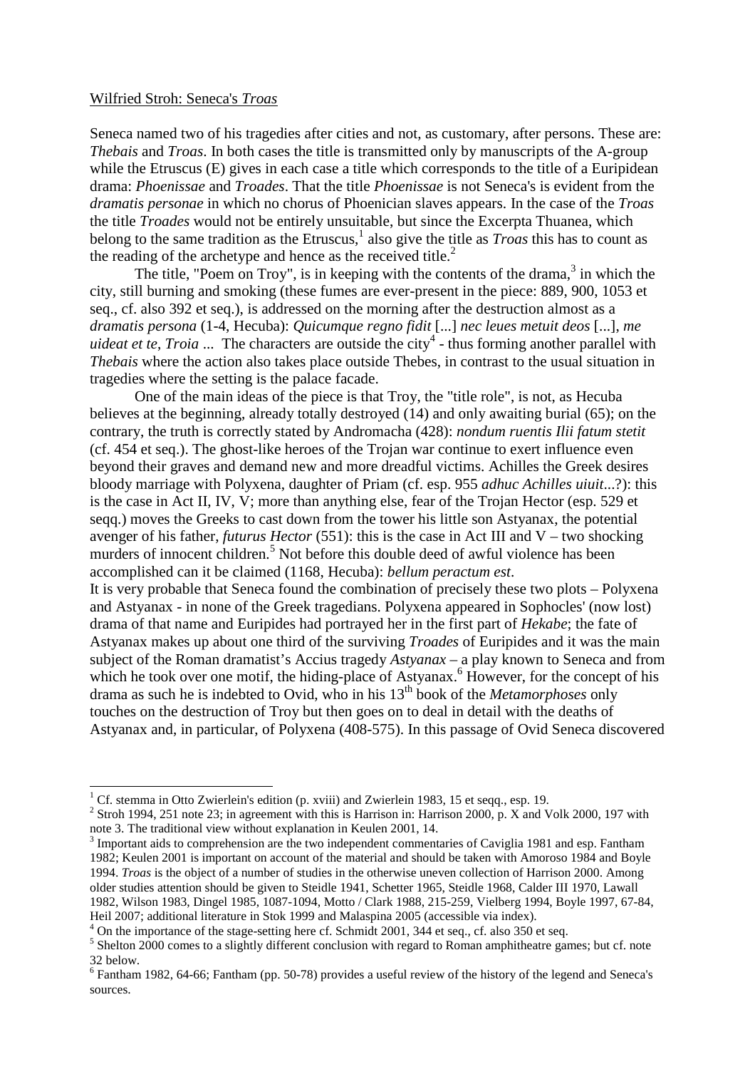Wilfried Stroh: Seneca's *Troas*

Seneca named two of his tragedies after cities and not, as customary, after persons. These are: *Thebais* and *Troas*. In both cases the title is transmitted only by manuscripts of the A-group while the Etruscus (E) gives in each case a title which corresponds to the title of a Euripidean drama: *Phoenissae* and *Troades*. That the title *Phoenissae* is not Seneca's is evident from the *dramatis personae* in which no chorus of Phoenician slaves appears. In the case of the *Troas* the title *Troades* would not be entirely unsuitable, but since the Excerpta Thuanea, which belong to the same tradition as the Etruscus,[1] also give the title as *Troas* this has to count as the reading of the archetype and hence as the received title.[2]

The title, "Poem on Troy", is in keeping with the contents of the drama,[3] in which the city, still burning and smoking (these fumes are ever-present in the piece: 889, 900, 1053 et seq., cf. also 392 et seq.), is addressed on the morning after the destruction almost as a *dramatis persona* (1-4, Hecuba): *Quicumque regno fidit* [...] *nec leues metuit deos* [...], *me uideat et te, Troia ...* The characters are outside the city[4] - thus forming another parallel with *Thebais* where the action also takes place outside Thebes, in contrast to the usual situation in tragedies where the setting is the palace facade.

One of the main ideas of the piece is that Troy, the "title role", is not, as Hecuba believes at the beginning, already totally destroyed (14) and only awaiting burial (65); on the contrary, the truth is correctly stated by Andromacha (428): *nondum ruentis Ilii fatum stetit* (cf. 454 et seq.). The ghost-like heroes of the Trojan war continue to exert influence even beyond their graves and demand new and more dreadful victims. Achilles the Greek desires bloody marriage with Polyxena, daughter of Priam (cf. esp. 955 *adhuc Achilles uiuit*...?): this is the case in Act II, IV, V; more than anything else, fear of the Trojan Hector (esp. 529 et seqq.) moves the Greeks to cast down from the tower his little son Astyanax, the potential avenger of his father, *futurus Hector* (551): this is the case in Act III and V – two shocking murders of innocent children.[5] Not before this double deed of awful violence has been accomplished can it be claimed (1168, Hecuba): *bellum peractum est*.

It is very probable that Seneca found the combination of precisely these two plots – Polyxena and Astyanax - in none of the Greek tragedians. Polyxena appeared in Sophocles' (now lost) drama of that name and Euripides had portrayed her in the first part of *Hekabe*; the fate of Astyanax makes up about one third of the surviving *Troades* of Euripides and it was the main subject of the Roman dramatist's Accius tragedy *Astyanax* – a play known to Seneca and from which he took over one motif, the hiding-place of Astyanax.[6] However, for the concept of his drama as such he is indebted to Ovid, who in his 13th book of the *Metamorphoses* only touches on the destruction of Troy but then goes on to deal in detail with the deaths of Astyanax and, in particular, of Polyxena (408-575). In this passage of Ovid Seneca discovered

---

[1] Cf. stemma in Otto Zwierlein's edition (p. xviii) and Zwierlein 1983, 15 et seqq., esp. 19.

[2] Stroh 1994, 251 note 23; in agreement with this is Harrison in: Harrison 2000, p. X and Volk 2000, 197 with note 3. The traditional view without explanation in Keulen 2001, 14.

[3] Important aids to comprehension are the two independent commentaries of Caviglia 1981 and esp. Fantham 1982; Keulen 2001 is important on account of the material and should be taken with Amoroso 1984 and Boyle 1994. *Troas* is the object of a number of studies in the otherwise uneven collection of Harrison 2000. Among older studies attention should be given to Steidle 1941, Schetter 1965, Steidle 1968, Calder III 1970, Lawall 1982, Wilson 1983, Dingel 1985, 1087-1094, Motto / Clark 1988, 215-259, Vielberg 1994, Boyle 1997, 67-84, Heil 2007; additional literature in Stok 1999 and Malaspina 2005 (accessible via index).

[4] On the importance of the stage-setting here cf. Schmidt 2001, 344 et seq., cf. also 350 et seq.

[5] Shelton 2000 comes to a slightly different conclusion with regard to Roman amphitheatre games; but cf. note 32 below.

[6] Fantham 1982, 64-66; Fantham (pp. 50-78) provides a useful review of the history of the legend and Seneca's sources.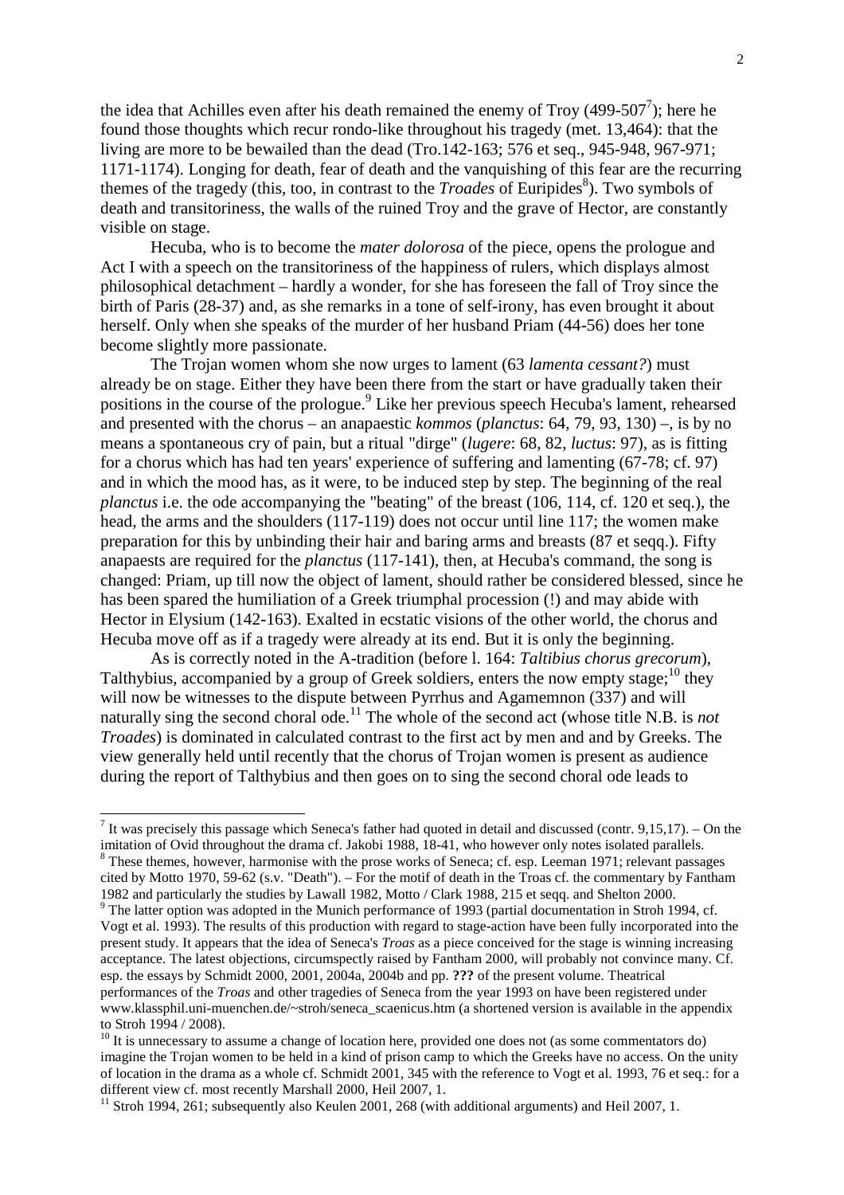the idea that Achilles even after his death remained the enemy of Troy (499-507[7]); here he found those thoughts which recur rondo-like throughout his tragedy (met. 13,464): that the living are more to be bewailed than the dead (Tro.142-163; 576 et seq., 945-948, 967-971; 1171-1174). Longing for death, fear of death and the vanquishing of this fear are the recurring themes of the tragedy (this, too, in contrast to the *Troades* of Euripides[8]). Two symbols of death and transitoriness, the walls of the ruined Troy and the grave of Hector, are constantly visible on stage.

Hecuba, who is to become the *mater dolorosa* of the piece, opens the prologue and Act I with a speech on the transitoriness of the happiness of rulers, which displays almost philosophical detachment – hardly a wonder, for she has foreseen the fall of Troy since the birth of Paris (28-37) and, as she remarks in a tone of self-irony, has even brought it about herself. Only when she speaks of the murder of her husband Priam (44-56) does her tone become slightly more passionate.

The Trojan women whom she now urges to lament (63 *lamenta cessant?*) must already be on stage. Either they have been there from the start or have gradually taken their positions in the course of the prologue.[9] Like her previous speech Hecuba's lament, rehearsed and presented with the chorus – an anapaestic *kommos* (*planctus*: 64, 79, 93, 130) –, is by no means a spontaneous cry of pain, but a ritual "dirge" (*lugere*: 68, 82, *luctus*: 97), as is fitting for a chorus which has had ten years' experience of suffering and lamenting (67-78; cf. 97) and in which the mood has, as it were, to be induced step by step. The beginning of the real *planctus* i.e. the ode accompanying the "beating" of the breast (106, 114, cf. 120 et seq.), the head, the arms and the shoulders (117-119) does not occur until line 117; the women make preparation for this by unbinding their hair and baring arms and breasts (87 et seqq.). Fifty anapaests are required for the *planctus* (117-141), then, at Hecuba's command, the song is changed: Priam, up till now the object of lament, should rather be considered blessed, since he has been spared the humiliation of a Greek triumphal procession (!) and may abide with Hector in Elysium (142-163). Exalted in ecstatic visions of the other world, the chorus and Hecuba move off as if a tragedy were already at its end. But it is only the beginning.

As is correctly noted in the A-tradition (before l. 164: *Taltibius chorus grecorum*), Talthybius, accompanied by a group of Greek soldiers, enters the now empty stage;[10] they will now be witnesses to the dispute between Pyrrhus and Agamemnon (337) and will naturally sing the second choral ode.[11] The whole of the second act (whose title N.B. is *not Troades*) is dominated in calculated contrast to the first act by men and and by Greeks. The view generally held until recently that the chorus of Trojan women is present as audience during the report of Talthybius and then goes on to sing the second choral ode leads to

---

[7] It was precisely this passage which Seneca's father had quoted in detail and discussed (contr. 9,15,17). – On the imitation of Ovid throughout the drama cf. Jakobi 1988, 18-41, who however only notes isolated parallels.

[8] These themes, however, harmonise with the prose works of Seneca; cf. esp. Leeman 1971; relevant passages cited by Motto 1970, 59-62 (s.v. "Death"). – For the motif of death in the Troas cf. the commentary by Fantham 1982 and particularly the studies by Lawall 1982, Motto / Clark 1988, 215 et seqq. and Shelton 2000.

[9] The latter option was adopted in the Munich performance of 1993 (partial documentation in Stroh 1994, cf. Vogt et al. 1993). The results of this production with regard to stage-action have been fully incorporated into the present study. It appears that the idea of Seneca's *Troas* as a piece conceived for the stage is winning increasing acceptance. The latest objections, circumspectly raised by Fantham 2000, will probably not convince many. Cf. esp. the essays by Schmidt 2000, 2001, 2004a, 2004b and pp. **???** of the present volume. Theatrical performances of the *Troas* and other tragedies of Seneca from the year 1993 on have been registered under www.klassphil.uni-muenchen.de/~stroh/seneca_scaenicus.htm (a shortened version is available in the appendix to Stroh 1994 / 2008).

[10] It is unnecessary to assume a change of location here, provided one does not (as some commentators do) imagine the Trojan women to be held in a kind of prison camp to which the Greeks have no access. On the unity of location in the drama as a whole cf. Schmidt 2001, 345 with the reference to Vogt et al. 1993, 76 et seq.: for a different view cf. most recently Marshall 2000, Heil 2007, 1.

[11] Stroh 1994, 261; subsequently also Keulen 2001, 268 (with additional arguments) and Heil 2007, 1.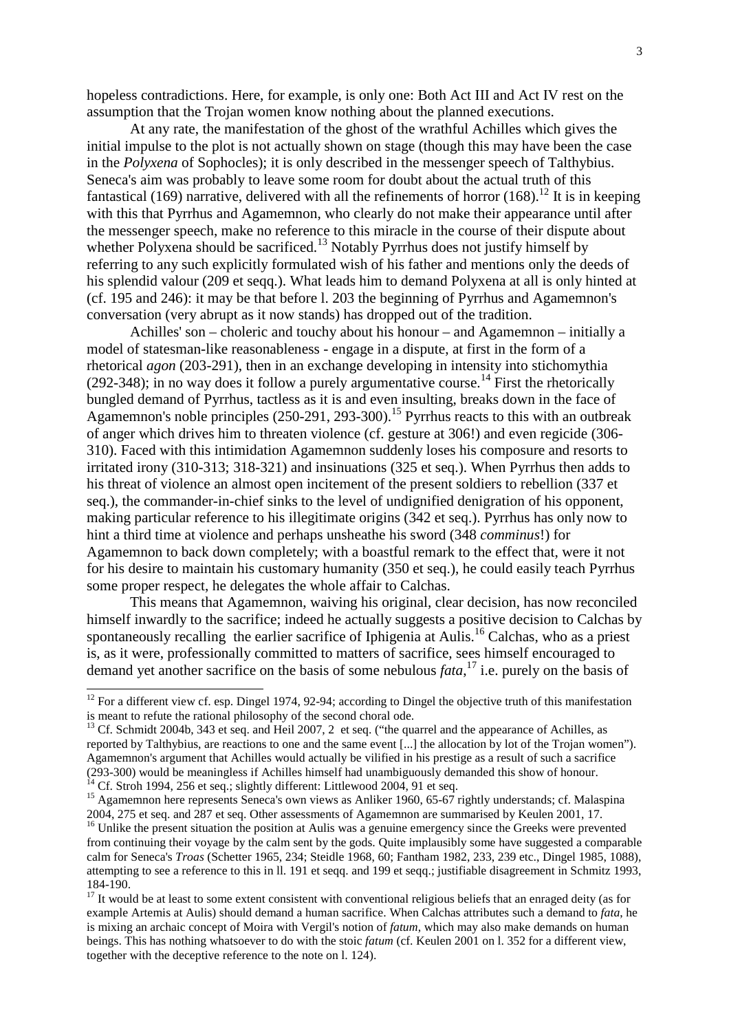hopeless contradictions. Here, for example, is only one: Both Act III and Act IV rest on the assumption that the Trojan women know nothing about the planned executions.

At any rate, the manifestation of the ghost of the wrathful Achilles which gives the initial impulse to the plot is not actually shown on stage (though this may have been the case in the *Polyxena* of Sophocles); it is only described in the messenger speech of Talthybius. Seneca's aim was probably to leave some room for doubt about the actual truth of this fantastical (169) narrative, delivered with all the refinements of horror (168).[12] It is in keeping with this that Pyrrhus and Agamemnon, who clearly do not make their appearance until after the messenger speech, make no reference to this miracle in the course of their dispute about whether Polyxena should be sacrificed.[13] Notably Pyrrhus does not justify himself by referring to any such explicitly formulated wish of his father and mentions only the deeds of his splendid valour (209 et seqq.). What leads him to demand Polyxena at all is only hinted at (cf. 195 and 246): it may be that before l. 203 the beginning of Pyrrhus and Agamemnon's conversation (very abrupt as it now stands) has dropped out of the tradition.

Achilles' son – choleric and touchy about his honour – and Agamemnon – initially a model of statesman-like reasonableness - engage in a dispute, at first in the form of a rhetorical *agon* (203-291), then in an exchange developing in intensity into stichomythia (292-348); in no way does it follow a purely argumentative course.[14] First the rhetorically bungled demand of Pyrrhus, tactless as it is and even insulting, breaks down in the face of Agamemnon's noble principles (250-291, 293-300).[15] Pyrrhus reacts to this with an outbreak of anger which drives him to threaten violence (cf. gesture at 306!) and even regicide (306-310). Faced with this intimidation Agamemnon suddenly loses his composure and resorts to irritated irony (310-313; 318-321) and insinuations (325 et seq.). When Pyrrhus then adds to his threat of violence an almost open incitement of the present soldiers to rebellion (337 et seq.), the commander-in-chief sinks to the level of undignified denigration of his opponent, making particular reference to his illegitimate origins (342 et seq.). Pyrrhus has only now to hint a third time at violence and perhaps unsheathe his sword (348 *comminus*!) for Agamemnon to back down completely; with a boastful remark to the effect that, were it not for his desire to maintain his customary humanity (350 et seq.), he could easily teach Pyrrhus some proper respect, he delegates the whole affair to Calchas.

This means that Agamemnon, waiving his original, clear decision, has now reconciled himself inwardly to the sacrifice; indeed he actually suggests a positive decision to Calchas by spontaneously recalling the earlier sacrifice of Iphigenia at Aulis.[16] Calchas, who as a priest is, as it were, professionally committed to matters of sacrifice, sees himself encouraged to demand yet another sacrifice on the basis of some nebulous *fata*,[17] i.e. purely on the basis of

---

[12] For a different view cf. esp. Dingel 1974, 92-94; according to Dingel the objective truth of this manifestation is meant to refute the rational philosophy of the second choral ode.

[13] Cf. Schmidt 2004b, 343 et seq. and Heil 2007, 2 et seq. ("the quarrel and the appearance of Achilles, as reported by Talthybius, are reactions to one and the same event [...] the allocation by lot of the Trojan women"). Agamemnon's argument that Achilles would actually be vilified in his prestige as a result of such a sacrifice (293-300) would be meaningless if Achilles himself had unambiguously demanded this show of honour.

[14] Cf. Stroh 1994, 256 et seq.; slightly different: Littlewood 2004, 91 et seq.

[15] Agamemnon here represents Seneca's own views as Anliker 1960, 65-67 rightly understands; cf. Malaspina 2004, 275 et seq. and 287 et seq. Other assessments of Agamemnon are summarised by Keulen 2001, 17.

[16] Unlike the present situation the position at Aulis was a genuine emergency since the Greeks were prevented from continuing their voyage by the calm sent by the gods. Quite implausibly some have suggested a comparable calm for Seneca's *Troas* (Schetter 1965, 234; Steidle 1968, 60; Fantham 1982, 233, 239 etc., Dingel 1985, 1088), attempting to see a reference to this in ll. 191 et seqq. and 199 et seqq.; justifiable disagreement in Schmitz 1993, 184-190.

[17] It would be at least to some extent consistent with conventional religious beliefs that an enraged deity (as for example Artemis at Aulis) should demand a human sacrifice. When Calchas attributes such a demand to *fata*, he is mixing an archaic concept of Moira with Vergil's notion of *fatum*, which may also make demands on human beings. This has nothing whatsoever to do with the stoic *fatum* (cf. Keulen 2001 on l. 352 for a different view, together with the deceptive reference to the note on l. 124).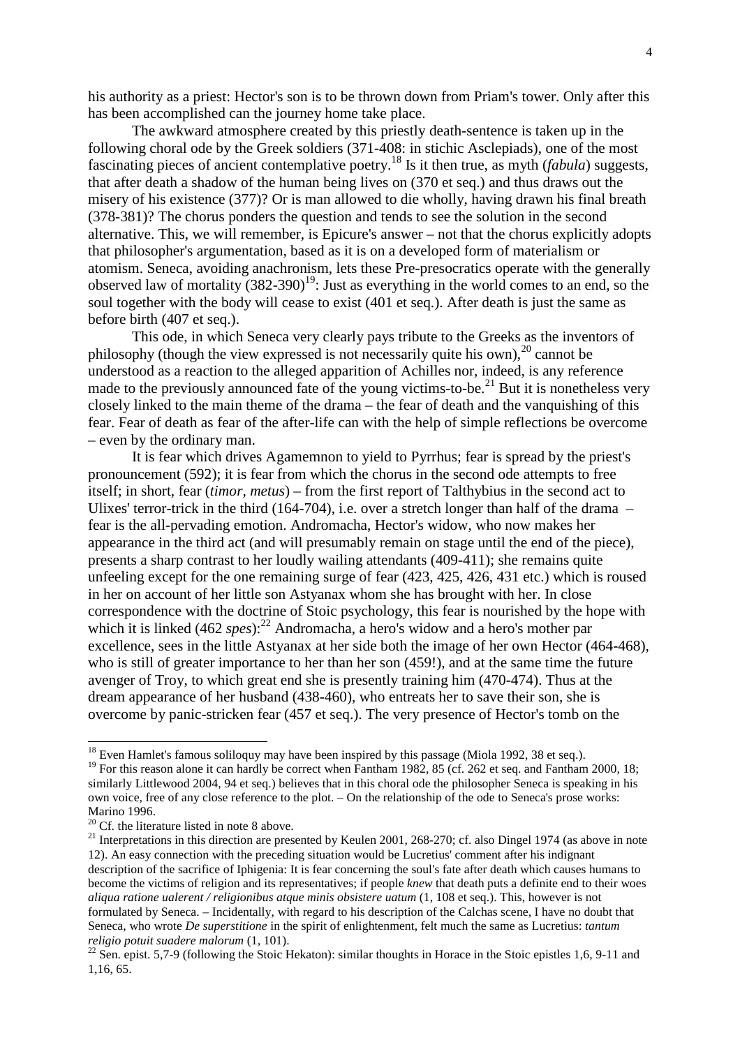his authority as a priest: Hector's son is to be thrown down from Priam's tower. Only after this has been accomplished can the journey home take place.

The awkward atmosphere created by this priestly death-sentence is taken up in the following choral ode by the Greek soldiers (371-408: in stichic Asclepiads), one of the most fascinating pieces of ancient contemplative poetry.[18] Is it then true, as myth (*fabula*) suggests, that after death a shadow of the human being lives on (370 et seq.) and thus draws out the misery of his existence (377)? Or is man allowed to die wholly, having drawn his final breath (378-381)? The chorus ponders the question and tends to see the solution in the second alternative. This, we will remember, is Epicure's answer – not that the chorus explicitly adopts that philosopher's argumentation, based as it is on a developed form of materialism or atomism. Seneca, avoiding anachronism, lets these Pre-presocratics operate with the generally observed law of mortality (382-390)[19]: Just as everything in the world comes to an end, so the soul together with the body will cease to exist (401 et seq.). After death is just the same as before birth (407 et seq.).

This ode, in which Seneca very clearly pays tribute to the Greeks as the inventors of philosophy (though the view expressed is not necessarily quite his own),[20] cannot be understood as a reaction to the alleged apparition of Achilles nor, indeed, is any reference made to the previously announced fate of the young victims-to-be.[21] But it is nonetheless very closely linked to the main theme of the drama – the fear of death and the vanquishing of this fear. Fear of death as fear of the after-life can with the help of simple reflections be overcome – even by the ordinary man.

It is fear which drives Agamemnon to yield to Pyrrhus; fear is spread by the priest's pronouncement (592); it is fear from which the chorus in the second ode attempts to free itself; in short, fear (*timor, metus*) – from the first report of Talthybius in the second act to Ulixes' terror-trick in the third (164-704), i.e. over a stretch longer than half of the drama – fear is the all-pervading emotion. Andromacha, Hector's widow, who now makes her appearance in the third act (and will presumably remain on stage until the end of the piece), presents a sharp contrast to her loudly wailing attendants (409-411); she remains quite unfeeling except for the one remaining surge of fear (423, 425, 426, 431 etc.) which is roused in her on account of her little son Astyanax whom she has brought with her. In close correspondence with the doctrine of Stoic psychology, this fear is nourished by the hope with which it is linked (462 *spes*):[22] Andromacha, a hero's widow and a hero's mother par excellence, sees in the little Astyanax at her side both the image of her own Hector (464-468), who is still of greater importance to her than her son (459!), and at the same time the future avenger of Troy, to which great end she is presently training him (470-474). Thus at the dream appearance of her husband (438-460), who entreats her to save their son, she is overcome by panic-stricken fear (457 et seq.). The very presence of Hector's tomb on the

---

[18] Even Hamlet's famous soliloquy may have been inspired by this passage (Miola 1992, 38 et seq.).

[19] For this reason alone it can hardly be correct when Fantham 1982, 85 (cf. 262 et seq. and Fantham 2000, 18; similarly Littlewood 2004, 94 et seq.) believes that in this choral ode the philosopher Seneca is speaking in his own voice, free of any close reference to the plot. – On the relationship of the ode to Seneca's prose works: Marino 1996.

[20] Cf. the literature listed in note 8 above.

[21] Interpretations in this direction are presented by Keulen 2001, 268-270; cf. also Dingel 1974 (as above in note 12). An easy connection with the preceding situation would be Lucretius' comment after his indignant description of the sacrifice of Iphigenia: It is fear concerning the soul's fate after death which causes humans to become the victims of religion and its representatives; if people *knew* that death puts a definite end to their woes *aliqua ratione ualerent / religionibus atque minis obsistere uatum* (1, 108 et seq.). This, however is not formulated by Seneca. – Incidentally, with regard to his description of the Calchas scene, I have no doubt that Seneca, who wrote *De superstitione* in the spirit of enlightenment, felt much the same as Lucretius: *tantum religio potuit suadere malorum* (1, 101).

[22] Sen. epist. 5,7-9 (following the Stoic Hekaton): similar thoughts in Horace in the Stoic epistles 1,6, 9-11 and 1,16, 65.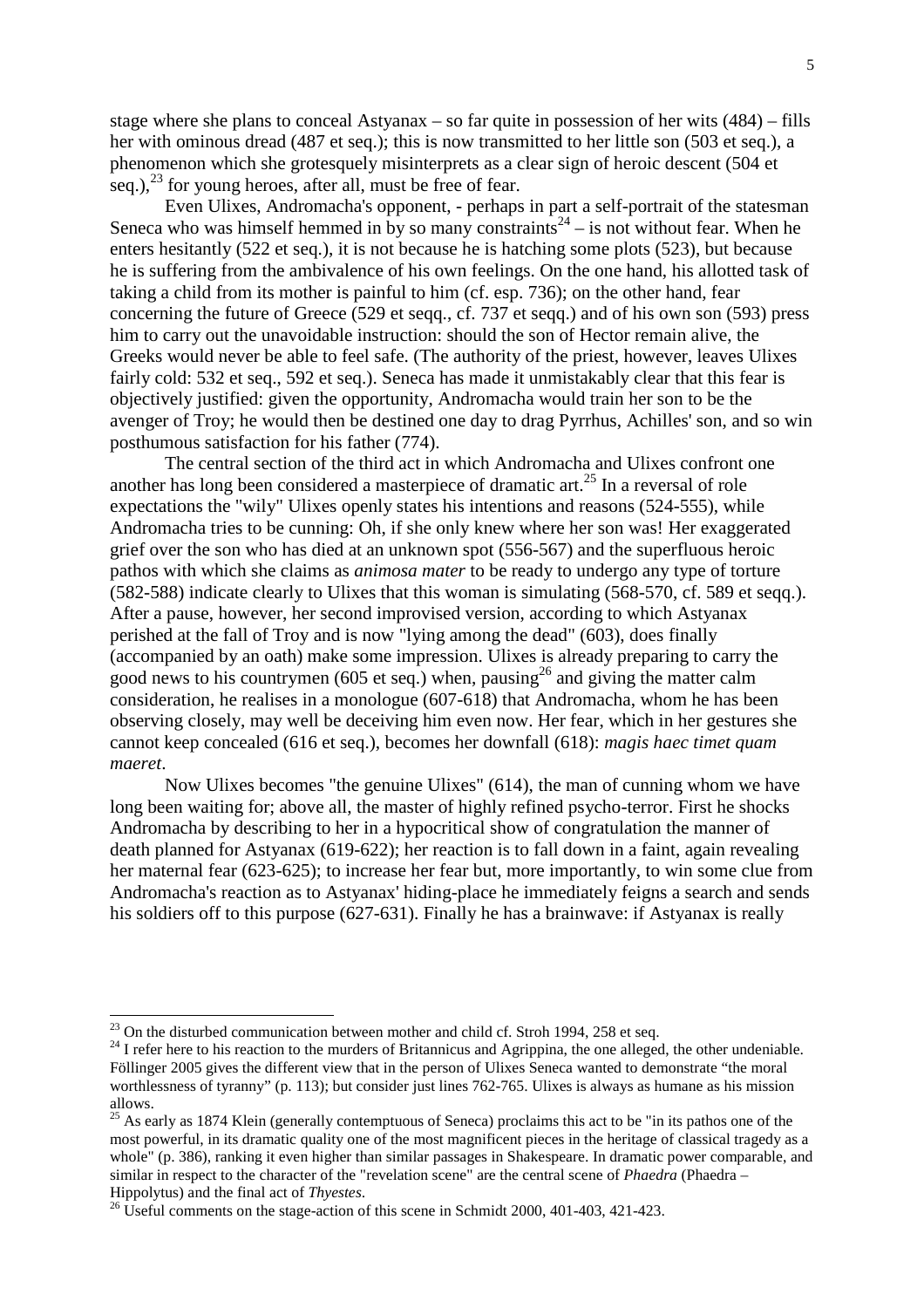stage where she plans to conceal Astyanax – so far quite in possession of her wits (484) – fills her with ominous dread (487 et seq.); this is now transmitted to her little son (503 et seq.), a phenomenon which she grotesquely misinterprets as a clear sign of heroic descent (504 et seq.),[23] for young heroes, after all, must be free of fear.

Even Ulixes, Andromacha's opponent, - perhaps in part a self-portrait of the statesman Seneca who was himself hemmed in by so many constraints[24] – is not without fear. When he enters hesitantly (522 et seq.), it is not because he is hatching some plots (523), but because he is suffering from the ambivalence of his own feelings. On the one hand, his allotted task of taking a child from its mother is painful to him (cf. esp. 736); on the other hand, fear concerning the future of Greece (529 et seqq., cf. 737 et seqq.) and of his own son (593) press him to carry out the unavoidable instruction: should the son of Hector remain alive, the Greeks would never be able to feel safe. (The authority of the priest, however, leaves Ulixes fairly cold: 532 et seq., 592 et seq.). Seneca has made it unmistakably clear that this fear is objectively justified: given the opportunity, Andromacha would train her son to be the avenger of Troy; he would then be destined one day to drag Pyrrhus, Achilles' son, and so win posthumous satisfaction for his father (774).

The central section of the third act in which Andromacha and Ulixes confront one another has long been considered a masterpiece of dramatic art.[25] In a reversal of role expectations the "wily" Ulixes openly states his intentions and reasons (524-555), while Andromacha tries to be cunning: Oh, if she only knew where her son was! Her exaggerated grief over the son who has died at an unknown spot (556-567) and the superfluous heroic pathos with which she claims as *animosa mater* to be ready to undergo any type of torture (582-588) indicate clearly to Ulixes that this woman is simulating (568-570, cf. 589 et seqq.). After a pause, however, her second improvised version, according to which Astyanax perished at the fall of Troy and is now "lying among the dead" (603), does finally (accompanied by an oath) make some impression. Ulixes is already preparing to carry the good news to his countrymen (605 et seq.) when, pausing[26] and giving the matter calm consideration, he realises in a monologue (607-618) that Andromacha, whom he has been observing closely, may well be deceiving him even now. Her fear, which in her gestures she cannot keep concealed (616 et seq.), becomes her downfall (618): *magis haec timet quam maeret*.

Now Ulixes becomes "the genuine Ulixes" (614), the man of cunning whom we have long been waiting for; above all, the master of highly refined psycho-terror. First he shocks Andromacha by describing to her in a hypocritical show of congratulation the manner of death planned for Astyanax (619-622); her reaction is to fall down in a faint, again revealing her maternal fear (623-625); to increase her fear but, more importantly, to win some clue from Andromacha's reaction as to Astyanax' hiding-place he immediately feigns a search and sends his soldiers off to this purpose (627-631). Finally he has a brainwave: if Astyanax is really

---

[23] On the disturbed communication between mother and child cf. Stroh 1994, 258 et seq.

[24] I refer here to his reaction to the murders of Britannicus and Agrippina, the one alleged, the other undeniable. Föllinger 2005 gives the different view that in the person of Ulixes Seneca wanted to demonstrate "the moral worthlessness of tyranny" (p. 113); but consider just lines 762-765. Ulixes is always as humane as his mission allows.

[25] As early as 1874 Klein (generally contemptuous of Seneca) proclaims this act to be "in its pathos one of the most powerful, in its dramatic quality one of the most magnificent pieces in the heritage of classical tragedy as a whole" (p. 386), ranking it even higher than similar passages in Shakespeare. In dramatic power comparable, and similar in respect to the character of the "revelation scene" are the central scene of *Phaedra* (Phaedra – Hippolytus) and the final act of *Thyestes*.

[26] Useful comments on the stage-action of this scene in Schmidt 2000, 401-403, 421-423.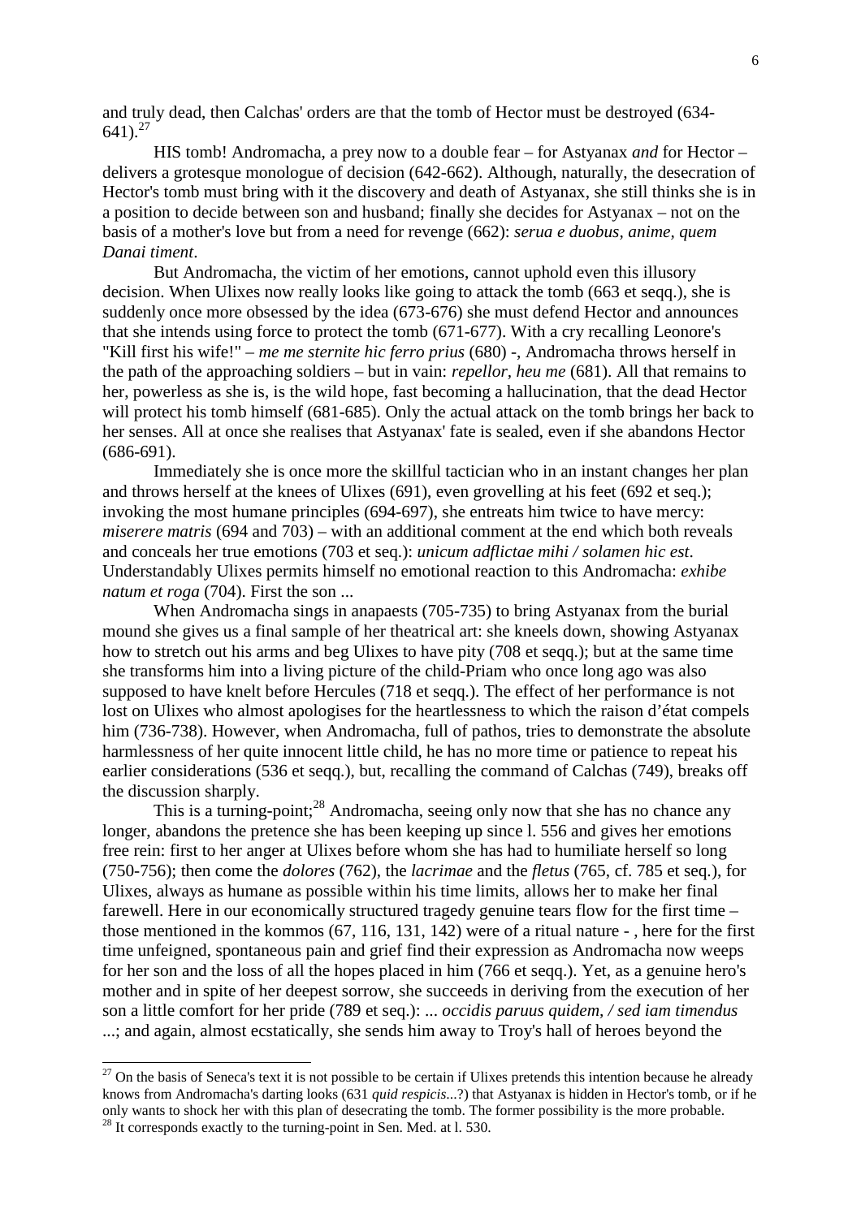and truly dead, then Calchas' orders are that the tomb of Hector must be destroyed (634-641).[27]

HIS tomb! Andromacha, a prey now to a double fear – for Astyanax *and* for Hector – delivers a grotesque monologue of decision (642-662). Although, naturally, the desecration of Hector's tomb must bring with it the discovery and death of Astyanax, she still thinks she is in a position to decide between son and husband; finally she decides for Astyanax – not on the basis of a mother's love but from a need for revenge (662): *serua e duobus, anime, quem Danai timent*.

But Andromacha, the victim of her emotions, cannot uphold even this illusory decision. When Ulixes now really looks like going to attack the tomb (663 et seqq.), she is suddenly once more obsessed by the idea (673-676) she must defend Hector and announces that she intends using force to protect the tomb (671-677). With a cry recalling Leonore's "Kill first his wife!" – *me me sternite hic ferro prius* (680) -, Andromacha throws herself in the path of the approaching soldiers – but in vain: *repellor, heu me* (681). All that remains to her, powerless as she is, is the wild hope, fast becoming a hallucination, that the dead Hector will protect his tomb himself (681-685). Only the actual attack on the tomb brings her back to her senses. All at once she realises that Astyanax' fate is sealed, even if she abandons Hector (686-691).

Immediately she is once more the skillful tactician who in an instant changes her plan and throws herself at the knees of Ulixes (691), even grovelling at his feet (692 et seq.); invoking the most humane principles (694-697), she entreats him twice to have mercy: *miserere matris* (694 and 703) – with an additional comment at the end which both reveals and conceals her true emotions (703 et seq.): *unicum adflictae mihi / solamen hic est*. Understandably Ulixes permits himself no emotional reaction to this Andromacha: *exhibe natum et roga* (704). First the son ...

When Andromacha sings in anapaests (705-735) to bring Astyanax from the burial mound she gives us a final sample of her theatrical art: she kneels down, showing Astyanax how to stretch out his arms and beg Ulixes to have pity (708 et seqq.); but at the same time she transforms him into a living picture of the child-Priam who once long ago was also supposed to have knelt before Hercules (718 et seqq.). The effect of her performance is not lost on Ulixes who almost apologises for the heartlessness to which the raison d'état compels him (736-738). However, when Andromacha, full of pathos, tries to demonstrate the absolute harmlessness of her quite innocent little child, he has no more time or patience to repeat his earlier considerations (536 et seqq.), but, recalling the command of Calchas (749), breaks off the discussion sharply.

This is a turning-point;[28] Andromacha, seeing only now that she has no chance any longer, abandons the pretence she has been keeping up since l. 556 and gives her emotions free rein: first to her anger at Ulixes before whom she has had to humiliate herself so long (750-756); then come the *dolores* (762), the *lacrimae* and the *fletus* (765, cf. 785 et seq.), for Ulixes, always as humane as possible within his time limits, allows her to make her final farewell. Here in our economically structured tragedy genuine tears flow for the first time – those mentioned in the kommos (67, 116, 131, 142) were of a ritual nature - , here for the first time unfeigned, spontaneous pain and grief find their expression as Andromacha now weeps for her son and the loss of all the hopes placed in him (766 et seqq.). Yet, as a genuine hero's mother and in spite of her deepest sorrow, she succeeds in deriving from the execution of her son a little comfort for her pride (789 et seq.): ... *occidis paruus quidem, / sed iam timendus* ...; and again, almost ecstatically, she sends him away to Troy's hall of heroes beyond the

---

[27] On the basis of Seneca's text it is not possible to be certain if Ulixes pretends this intention because he already knows from Andromacha's darting looks (631 *quid respicis*...?) that Astyanax is hidden in Hector's tomb, or if he only wants to shock her with this plan of desecrating the tomb. The former possibility is the more probable.

[28] It corresponds exactly to the turning-point in Sen. Med. at l. 530.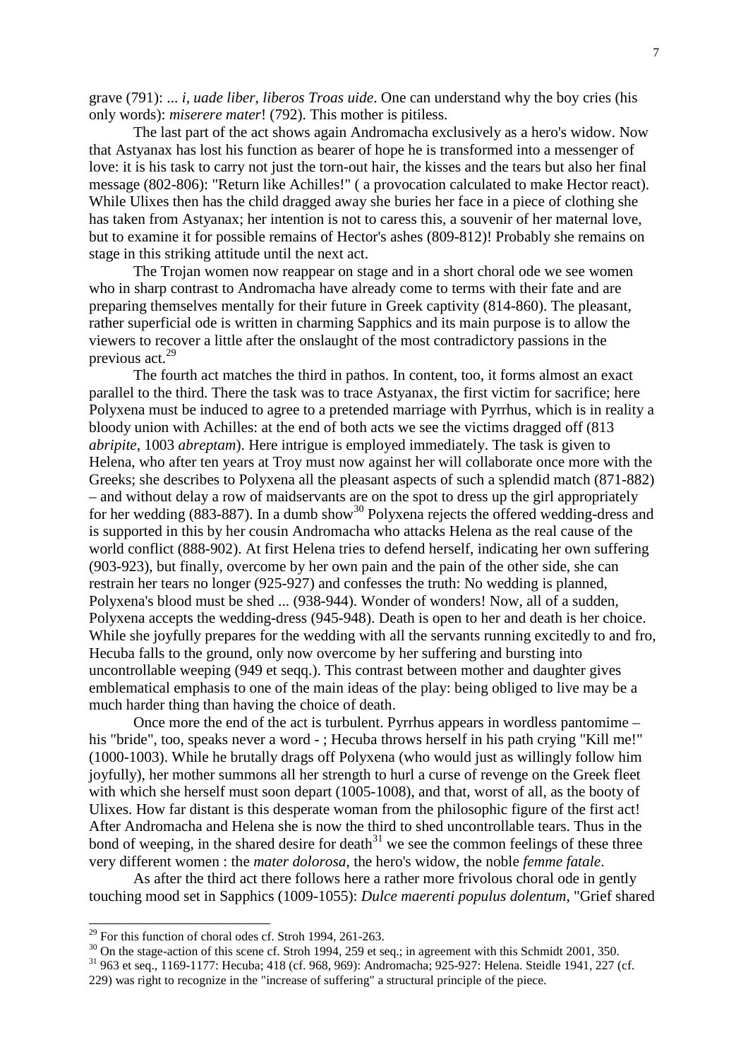grave (791): ... *i, uade liber, liberos Troas uide*. One can understand why the boy cries (his only words): *miserere mater*! (792). This mother is pitiless.

The last part of the act shows again Andromacha exclusively as a hero's widow. Now that Astyanax has lost his function as bearer of hope he is transformed into a messenger of love: it is his task to carry not just the torn-out hair, the kisses and the tears but also her final message (802-806): "Return like Achilles!" ( a provocation calculated to make Hector react). While Ulixes then has the child dragged away she buries her face in a piece of clothing she has taken from Astyanax; her intention is not to caress this, a souvenir of her maternal love, but to examine it for possible remains of Hector's ashes (809-812)! Probably she remains on stage in this striking attitude until the next act.

The Trojan women now reappear on stage and in a short choral ode we see women who in sharp contrast to Andromacha have already come to terms with their fate and are preparing themselves mentally for their future in Greek captivity (814-860). The pleasant, rather superficial ode is written in charming Sapphics and its main purpose is to allow the viewers to recover a little after the onslaught of the most contradictory passions in the previous act.[29]

The fourth act matches the third in pathos. In content, too, it forms almost an exact parallel to the third. There the task was to trace Astyanax, the first victim for sacrifice; here Polyxena must be induced to agree to a pretended marriage with Pyrrhus, which is in reality a bloody union with Achilles: at the end of both acts we see the victims dragged off (813 *abripite*, 1003 *abreptam*). Here intrigue is employed immediately. The task is given to Helena, who after ten years at Troy must now against her will collaborate once more with the Greeks; she describes to Polyxena all the pleasant aspects of such a splendid match (871-882) – and without delay a row of maidservants are on the spot to dress up the girl appropriately for her wedding (883-887). In a dumb show[30] Polyxena rejects the offered wedding-dress and is supported in this by her cousin Andromacha who attacks Helena as the real cause of the world conflict (888-902). At first Helena tries to defend herself, indicating her own suffering (903-923), but finally, overcome by her own pain and the pain of the other side, she can restrain her tears no longer (925-927) and confesses the truth: No wedding is planned, Polyxena's blood must be shed ... (938-944). Wonder of wonders! Now, all of a sudden, Polyxena accepts the wedding-dress (945-948). Death is open to her and death is her choice. While she joyfully prepares for the wedding with all the servants running excitedly to and fro, Hecuba falls to the ground, only now overcome by her suffering and bursting into uncontrollable weeping (949 et seqq.). This contrast between mother and daughter gives emblematical emphasis to one of the main ideas of the play: being obliged to live may be a much harder thing than having the choice of death.

Once more the end of the act is turbulent. Pyrrhus appears in wordless pantomime – his "bride", too, speaks never a word - ; Hecuba throws herself in his path crying "Kill me!" (1000-1003). While he brutally drags off Polyxena (who would just as willingly follow him joyfully), her mother summons all her strength to hurl a curse of revenge on the Greek fleet with which she herself must soon depart (1005-1008), and that, worst of all, as the booty of Ulixes. How far distant is this desperate woman from the philosophic figure of the first act! After Andromacha and Helena she is now the third to shed uncontrollable tears. Thus in the bond of weeping, in the shared desire for death[31] we see the common feelings of these three very different women : the *mater dolorosa*, the hero's widow, the noble *femme fatale*.

As after the third act there follows here a rather more frivolous choral ode in gently touching mood set in Sapphics (1009-1055): *Dulce maerenti populus dolentum*, "Grief shared

---

[29] For this function of choral odes cf. Stroh 1994, 261-263.

[30] On the stage-action of this scene cf. Stroh 1994, 259 et seq.; in agreement with this Schmidt 2001, 350.

[31] 963 et seq., 1169-1177: Hecuba; 418 (cf. 968, 969): Andromacha; 925-927: Helena. Steidle 1941, 227 (cf. 229) was right to recognize in the "increase of suffering" a structural principle of the piece.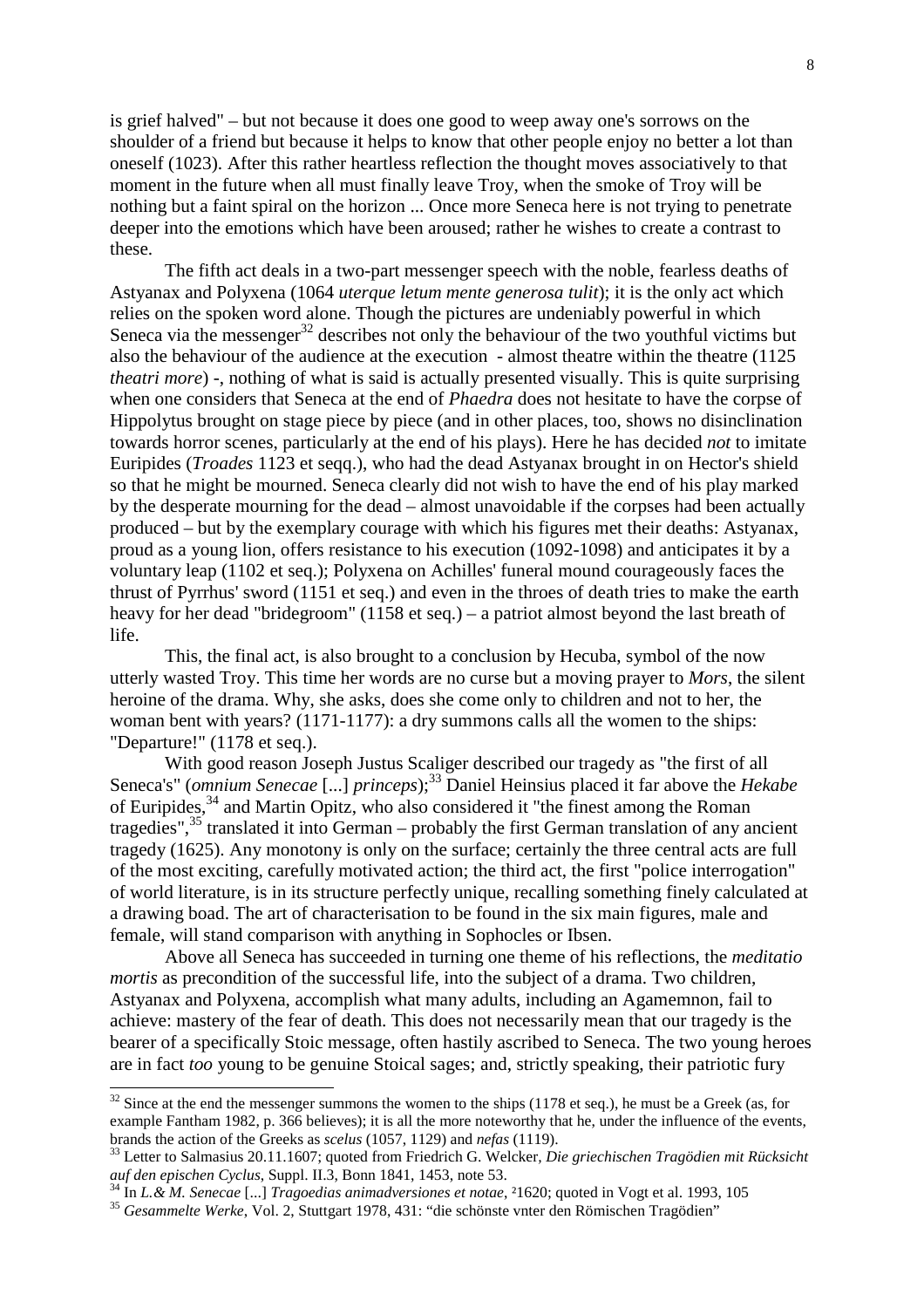is grief halved" – but not because it does one good to weep away one's sorrows on the shoulder of a friend but because it helps to know that other people enjoy no better a lot than oneself (1023). After this rather heartless reflection the thought moves associatively to that moment in the future when all must finally leave Troy, when the smoke of Troy will be nothing but a faint spiral on the horizon ... Once more Seneca here is not trying to penetrate deeper into the emotions which have been aroused; rather he wishes to create a contrast to these.

The fifth act deals in a two-part messenger speech with the noble, fearless deaths of Astyanax and Polyxena (1064 *uterque letum mente generosa tulit*); it is the only act which relies on the spoken word alone. Though the pictures are undeniably powerful in which Seneca via the messenger[32] describes not only the behaviour of the two youthful victims but also the behaviour of the audience at the execution - almost theatre within the theatre (1125 *theatri more*) -, nothing of what is said is actually presented visually. This is quite surprising when one considers that Seneca at the end of *Phaedra* does not hesitate to have the corpse of Hippolytus brought on stage piece by piece (and in other places, too, shows no disinclination towards horror scenes, particularly at the end of his plays). Here he has decided *not* to imitate Euripides (*Troades* 1123 et seqq.), who had the dead Astyanax brought in on Hector's shield so that he might be mourned. Seneca clearly did not wish to have the end of his play marked by the desperate mourning for the dead – almost unavoidable if the corpses had been actually produced – but by the exemplary courage with which his figures met their deaths: Astyanax, proud as a young lion, offers resistance to his execution (1092-1098) and anticipates it by a voluntary leap (1102 et seq.); Polyxena on Achilles' funeral mound courageously faces the thrust of Pyrrhus' sword (1151 et seq.) and even in the throes of death tries to make the earth heavy for her dead "bridegroom" (1158 et seq.) – a patriot almost beyond the last breath of life.

This, the final act, is also brought to a conclusion by Hecuba, symbol of the now utterly wasted Troy. This time her words are no curse but a moving prayer to *Mors*, the silent heroine of the drama. Why, she asks, does she come only to children and not to her, the woman bent with years? (1171-1177): a dry summons calls all the women to the ships: "Departure!" (1178 et seq.).

With good reason Joseph Justus Scaliger described our tragedy as "the first of all Seneca's" (*omnium Senecae* [...] *princeps*);[33] Daniel Heinsius placed it far above the *Hekabe* of Euripides,[34] and Martin Opitz, who also considered it "the finest among the Roman tragedies",[35] translated it into German – probably the first German translation of any ancient tragedy (1625). Any monotony is only on the surface; certainly the three central acts are full of the most exciting, carefully motivated action; the third act, the first "police interrogation" of world literature, is in its structure perfectly unique, recalling something finely calculated at a drawing boad. The art of characterisation to be found in the six main figures, male and female, will stand comparison with anything in Sophocles or Ibsen.

Above all Seneca has succeeded in turning one theme of his reflections, the *meditatio mortis* as precondition of the successful life, into the subject of a drama. Two children, Astyanax and Polyxena, accomplish what many adults, including an Agamemnon, fail to achieve: mastery of the fear of death. This does not necessarily mean that our tragedy is the bearer of a specifically Stoic message, often hastily ascribed to Seneca. The two young heroes are in fact *too* young to be genuine Stoical sages; and, strictly speaking, their patriotic fury

---

[32] Since at the end the messenger summons the women to the ships (1178 et seq.), he must be a Greek (as, for example Fantham 1982, p. 366 believes); it is all the more noteworthy that he, under the influence of the events, brands the action of the Greeks as *scelus* (1057, 1129) and *nefas* (1119).

[33] Letter to Salmasius 20.11.1607; quoted from Friedrich G. Welcker, *Die griechischen Tragödien mit Rücksicht auf den epischen Cyclus*, Suppl. II.3, Bonn 1841, 1453, note 53.

[34] In *L.& M. Senecae* [...] *Tragoedias animadversiones et notae*, ²1620; quoted in Vogt et al. 1993, 105

[35] *Gesammelte Werke*, Vol. 2, Stuttgart 1978, 431: "die schönste vnter den Römischen Tragödien"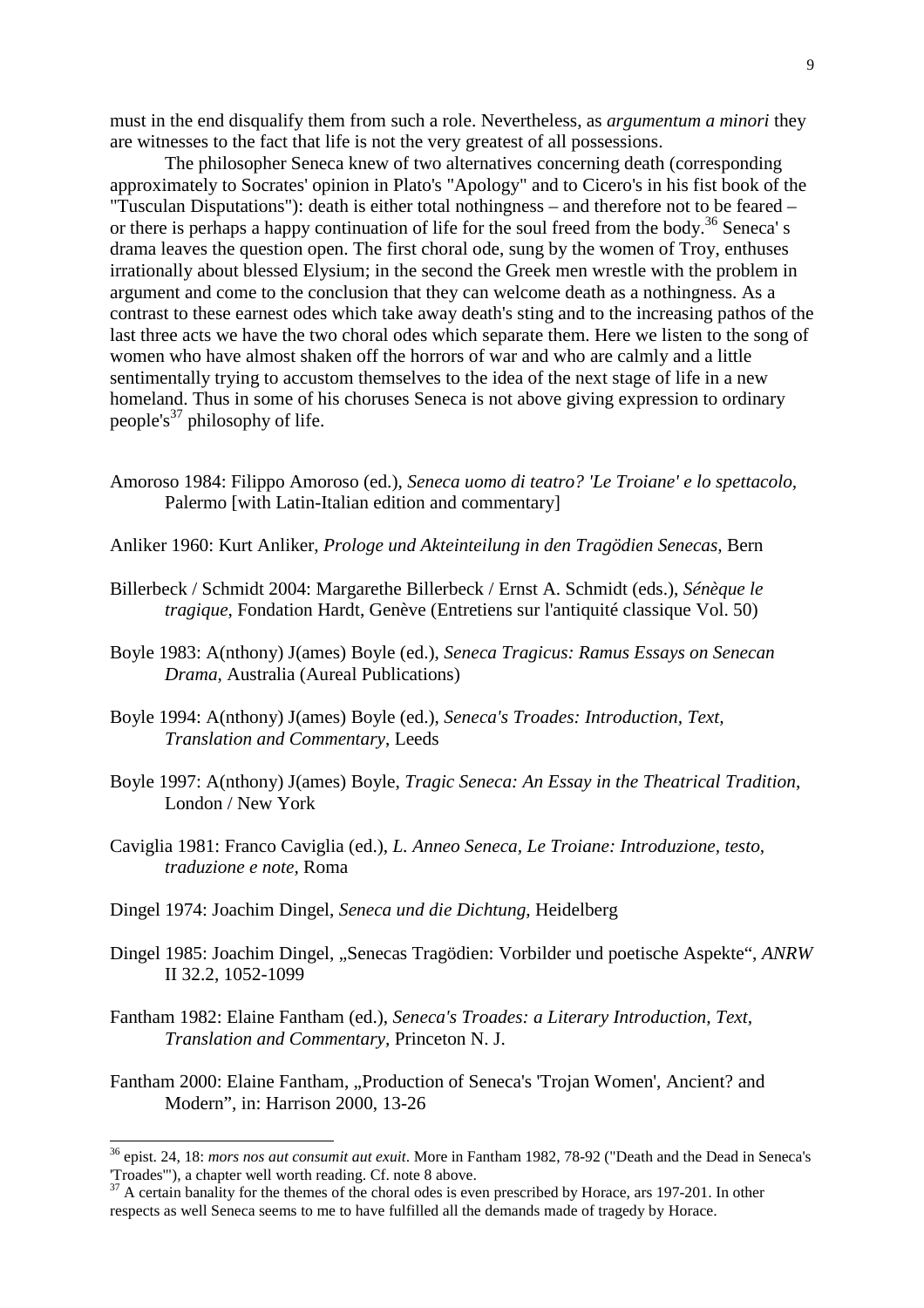must in the end disqualify them from such a role. Nevertheless, as *argumentum a minori* they are witnesses to the fact that life is not the very greatest of all possessions.

The philosopher Seneca knew of two alternatives concerning death (corresponding approximately to Socrates' opinion in Plato's "Apology" and to Cicero's in his fist book of the "Tusculan Disputations"): death is either total nothingness – and therefore not to be feared – or there is perhaps a happy continuation of life for the soul freed from the body.[36] Seneca' s drama leaves the question open. The first choral ode, sung by the women of Troy, enthuses irrationally about blessed Elysium; in the second the Greek men wrestle with the problem in argument and come to the conclusion that they can welcome death as a nothingness. As a contrast to these earnest odes which take away death's sting and to the increasing pathos of the last three acts we have the two choral odes which separate them. Here we listen to the song of women who have almost shaken off the horrors of war and who are calmly and a little sentimentally trying to accustom themselves to the idea of the next stage of life in a new homeland. Thus in some of his choruses Seneca is not above giving expression to ordinary people's[37] philosophy of life.

Amoroso 1984: Filippo Amoroso (ed.), *Seneca uomo di teatro? 'Le Troiane' e lo spettacolo*, Palermo [with Latin-Italian edition and commentary]

Anliker 1960: Kurt Anliker, *Prologe und Akteinteilung in den Tragödien Senecas*, Bern

Billerbeck / Schmidt 2004: Margarethe Billerbeck / Ernst A. Schmidt (eds.), *Sénèque le tragique*, Fondation Hardt, Genève (Entretiens sur l'antiquité classique Vol. 50)

Boyle 1983: A(nthony) J(ames) Boyle (ed.), *Seneca Tragicus: Ramus Essays on Senecan Drama*, Australia (Aureal Publications)

Boyle 1994: A(nthony) J(ames) Boyle (ed.), *Seneca's Troades: Introduction, Text, Translation and Commentary*, Leeds

Boyle 1997: A(nthony) J(ames) Boyle, *Tragic Seneca: An Essay in the Theatrical Tradition*, London / New York

Caviglia 1981: Franco Caviglia (ed.), *L. Anneo Seneca, Le Troiane: Introduzione, testo, traduzione e note*, Roma

Dingel 1974: Joachim Dingel, *Seneca und die Dichtung*, Heidelberg

Dingel 1985: Joachim Dingel, „Senecas Tragödien: Vorbilder und poetische Aspekte", *ANRW* II 32.2, 1052-1099

Fantham 1982: Elaine Fantham (ed.), *Seneca's Troades: a Literary Introduction, Text, Translation and Commentary*, Princeton N. J.

Fantham 2000: Elaine Fantham, „Production of Seneca's 'Trojan Women', Ancient? and Modern", in: Harrison 2000, 13-26

---

[36] epist. 24, 18: *mors nos aut consumit aut exuit*. More in Fantham 1982, 78-92 ("Death and the Dead in Seneca's 'Troades'"), a chapter well worth reading. Cf. note 8 above.

[37] A certain banality for the themes of the choral odes is even prescribed by Horace, ars 197-201. In other respects as well Seneca seems to me to have fulfilled all the demands made of tragedy by Horace.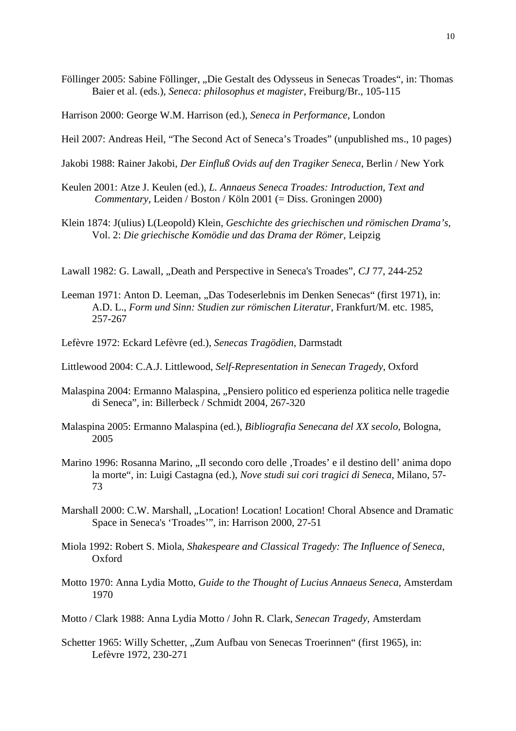Föllinger 2005: Sabine Föllinger, „Die Gestalt des Odysseus in Senecas Troades", in: Thomas Baier et al. (eds.), *Seneca: philosophus et magister*, Freiburg/Br., 105-115

Harrison 2000: George W.M. Harrison (ed.), *Seneca in Performance*, London

Heil 2007: Andreas Heil, "The Second Act of Seneca's Troades" (unpublished ms., 10 pages)

Jakobi 1988: Rainer Jakobi, *Der Einfluß Ovids auf den Tragiker Seneca*, Berlin / New York

Keulen 2001: Atze J. Keulen (ed.), *L. Annaeus Seneca Troades: Introduction, Text and Commentary*, Leiden / Boston / Köln 2001 (= Diss. Groningen 2000)

Klein 1874: J(ulius) L(Leopold) Klein, *Geschichte des griechischen und römischen Drama's*, Vol. 2: *Die griechische Komödie und das Drama der Römer*, Leipzig

Lawall 1982: G. Lawall, „Death and Perspective in Seneca's Troades", *CJ* 77, 244-252

Leeman 1971: Anton D. Leeman, „Das Todeserlebnis im Denken Senecas" (first 1971), in: A.D. L., *Form und Sinn: Studien zur römischen Literatur*, Frankfurt/M. etc. 1985, 257-267

Lefèvre 1972: Eckard Lefèvre (ed.), *Senecas Tragödien*, Darmstadt

Littlewood 2004: C.A.J. Littlewood, *Self-Representation in Senecan Tragedy*, Oxford

Malaspina 2004: Ermanno Malaspina, „Pensiero politico ed esperienza politica nelle tragedie di Seneca", in: Billerbeck / Schmidt 2004, 267-320

Malaspina 2005: Ermanno Malaspina (ed.), *Bibliografia Senecana del XX secolo*, Bologna, 2005

Marino 1996: Rosanna Marino, „Il secondo coro delle ‚Troades' e il destino dell' anima dopo la morte", in: Luigi Castagna (ed.), *Nove studi sui cori tragici di Seneca*, Milano, 57-73

Marshall 2000: C.W. Marshall, „Location! Location! Location! Choral Absence and Dramatic Space in Seneca's 'Troades'", in: Harrison 2000, 27-51

Miola 1992: Robert S. Miola, *Shakespeare and Classical Tragedy: The Influence of Seneca*, Oxford

Motto 1970: Anna Lydia Motto, *Guide to the Thought of Lucius Annaeus Seneca*, Amsterdam 1970

Motto / Clark 1988: Anna Lydia Motto / John R. Clark, *Senecan Tragedy*, Amsterdam

Schetter 1965: Willy Schetter, „Zum Aufbau von Senecas Troerinnen" (first 1965), in: Lefèvre 1972, 230-271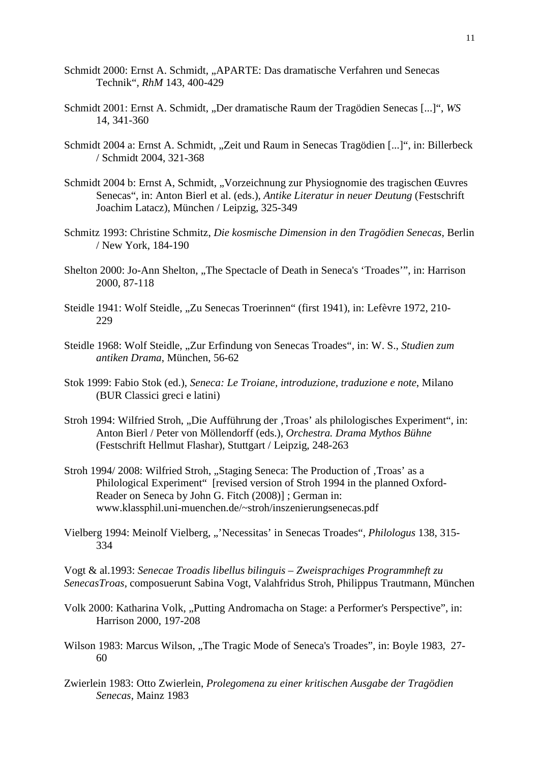Schmidt 2000: Ernst A. Schmidt, „APARTE: Das dramatische Verfahren und Senecas Technik“, *RhM* 143, 400-429

Schmidt 2001: Ernst A. Schmidt, „Der dramatische Raum der Tragödien Senecas [...]“, *WS* 14, 341-360

Schmidt 2004 a: Ernst A. Schmidt, „Zeit und Raum in Senecas Tragödien [...]“, in: Billerbeck / Schmidt 2004, 321-368

Schmidt 2004 b: Ernst A, Schmidt, „Vorzeichnung zur Physiognomie des tragischen Œuvres Senecas“, in: Anton Bierl et al. (eds.), *Antike Literatur in neuer Deutung* (Festschrift Joachim Latacz), München / Leipzig, 325-349

Schmitz 1993: Christine Schmitz, *Die kosmische Dimension in den Tragödien Senecas*, Berlin / New York, 184-190

Shelton 2000: Jo-Ann Shelton, „The Spectacle of Death in Seneca's ‘Troades’”, in: Harrison 2000, 87-118

Steidle 1941: Wolf Steidle, „Zu Senecas Troerinnen“ (first 1941), in: Lefèvre 1972, 210-229

Steidle 1968: Wolf Steidle, „Zur Erfindung von Senecas Troades“, in: W. S., *Studien zum antiken Drama*, München, 56-62

Stok 1999: Fabio Stok (ed.), *Seneca: Le Troiane, introduzione, traduzione e note*, Milano (BUR Classici greci e latini)

Stroh 1994: Wilfried Stroh, „Die Aufführung der ‚Troas’ als philologisches Experiment“, in: Anton Bierl / Peter von Möllendorff (eds.), *Orchestra. Drama Mythos Bühne* (Festschrift Hellmut Flashar), Stuttgart / Leipzig, 248-263

Stroh 1994/ 2008: Wilfried Stroh, „Staging Seneca: The Production of ‚Troas’ as a Philological Experiment“ [revised version of Stroh 1994 in the planned Oxford-Reader on Seneca by John G. Fitch (2008)] ; German in: www.klassphil.uni-muenchen.de/~stroh/inszenierungsenecas.pdf

Vielberg 1994: Meinolf Vielberg, „’Necessitas’ in Senecas Troades“, *Philologus* 138, 315-334

Vogt & al.1993: *Senecae Troadis libellus bilinguis – Zweisprachiges Programmheft zu SenecasTroas*, composuerunt Sabina Vogt, Valahfridus Stroh, Philippus Trautmann, München

Volk 2000: Katharina Volk, „Putting Andromacha on Stage: a Performer's Perspective”, in: Harrison 2000, 197-208

Wilson 1983: Marcus Wilson, „The Tragic Mode of Seneca's Troades”, in: Boyle 1983, 27-60

Zwierlein 1983: Otto Zwierlein, *Prolegomena zu einer kritischen Ausgabe der Tragödien Senecas*, Mainz 1983